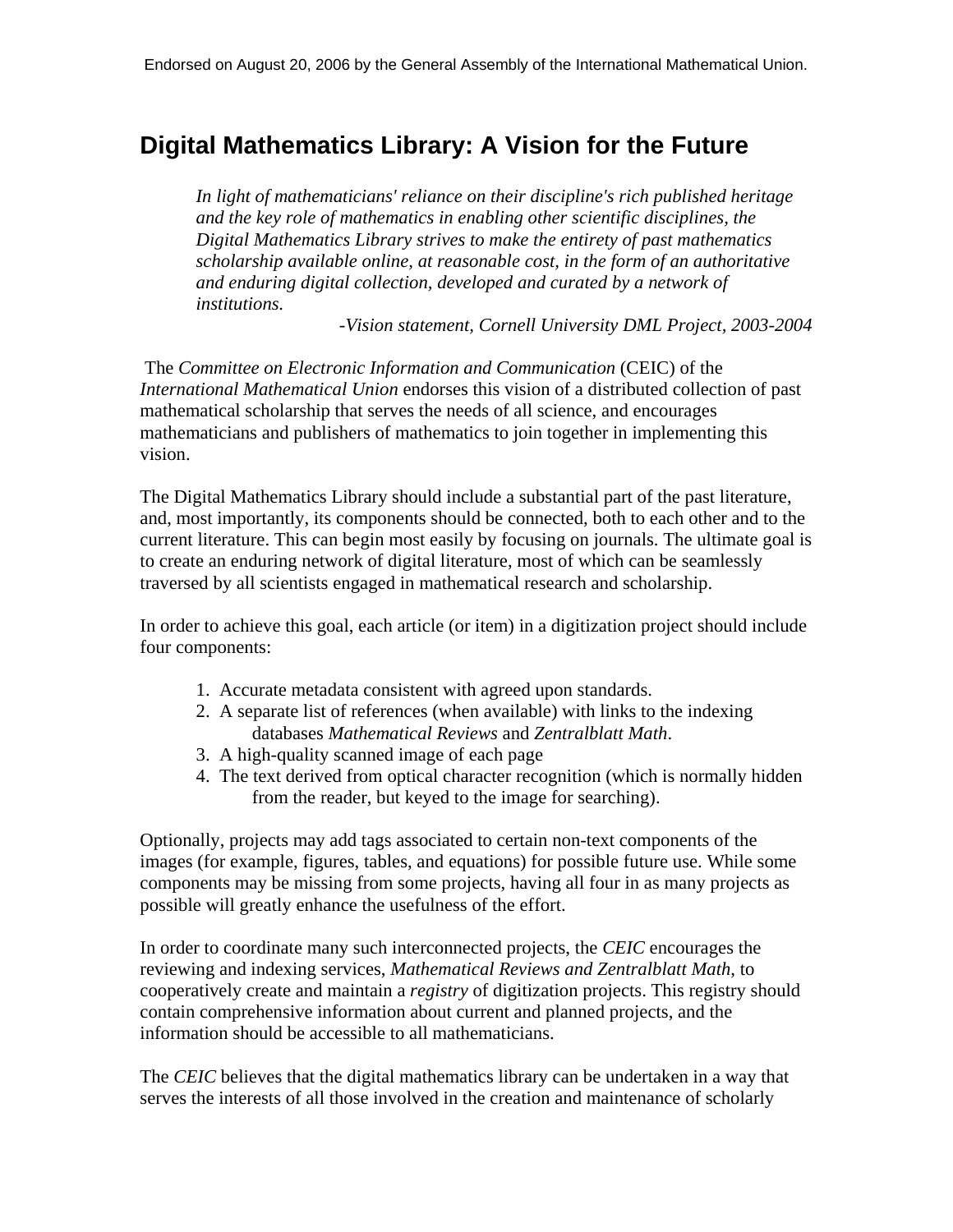Endorsed on August 20, 2006 by the General Assembly of the International Mathematical Union.

# Digital Mathematics Library: A Vision for the Future

> *In light of mathematicians' reliance on their discipline's rich published heritage and the key role of mathematics in enabling other scientific disciplines, the Digital Mathematics Library strives to make the entirety of past mathematics scholarship available online, at reasonable cost, in the form of an authoritative and enduring digital collection, developed and curated by a network of institutions.*
>
> *-Vision statement, Cornell University DML Project, 2003-2004*

The *Committee on Electronic Information and Communication* (CEIC) of the *International Mathematical Union* endorses this vision of a distributed collection of past mathematical scholarship that serves the needs of all science, and encourages mathematicians and publishers of mathematics to join together in implementing this vision.

The Digital Mathematics Library should include a substantial part of the past literature, and, most importantly, its components should be connected, both to each other and to the current literature. This can begin most easily by focusing on journals. The ultimate goal is to create an enduring network of digital literature, most of which can be seamlessly traversed by all scientists engaged in mathematical research and scholarship.

In order to achieve this goal, each article (or item) in a digitization project should include four components:

1. Accurate metadata consistent with agreed upon standards.
2. A separate list of references (when available) with links to the indexing databases *Mathematical Reviews* and *Zentralblatt Math*.
3. A high-quality scanned image of each page
4. The text derived from optical character recognition (which is normally hidden from the reader, but keyed to the image for searching).

Optionally, projects may add tags associated to certain non-text components of the images (for example, figures, tables, and equations) for possible future use. While some components may be missing from some projects, having all four in as many projects as possible will greatly enhance the usefulness of the effort.

In order to coordinate many such interconnected projects, the *CEIC* encourages the reviewing and indexing services, *Mathematical Reviews and Zentralblatt Math*, to cooperatively create and maintain a *registry* of digitization projects. This registry should contain comprehensive information about current and planned projects, and the information should be accessible to all mathematicians.

The *CEIC* believes that the digital mathematics library can be undertaken in a way that serves the interests of all those involved in the creation and maintenance of scholarly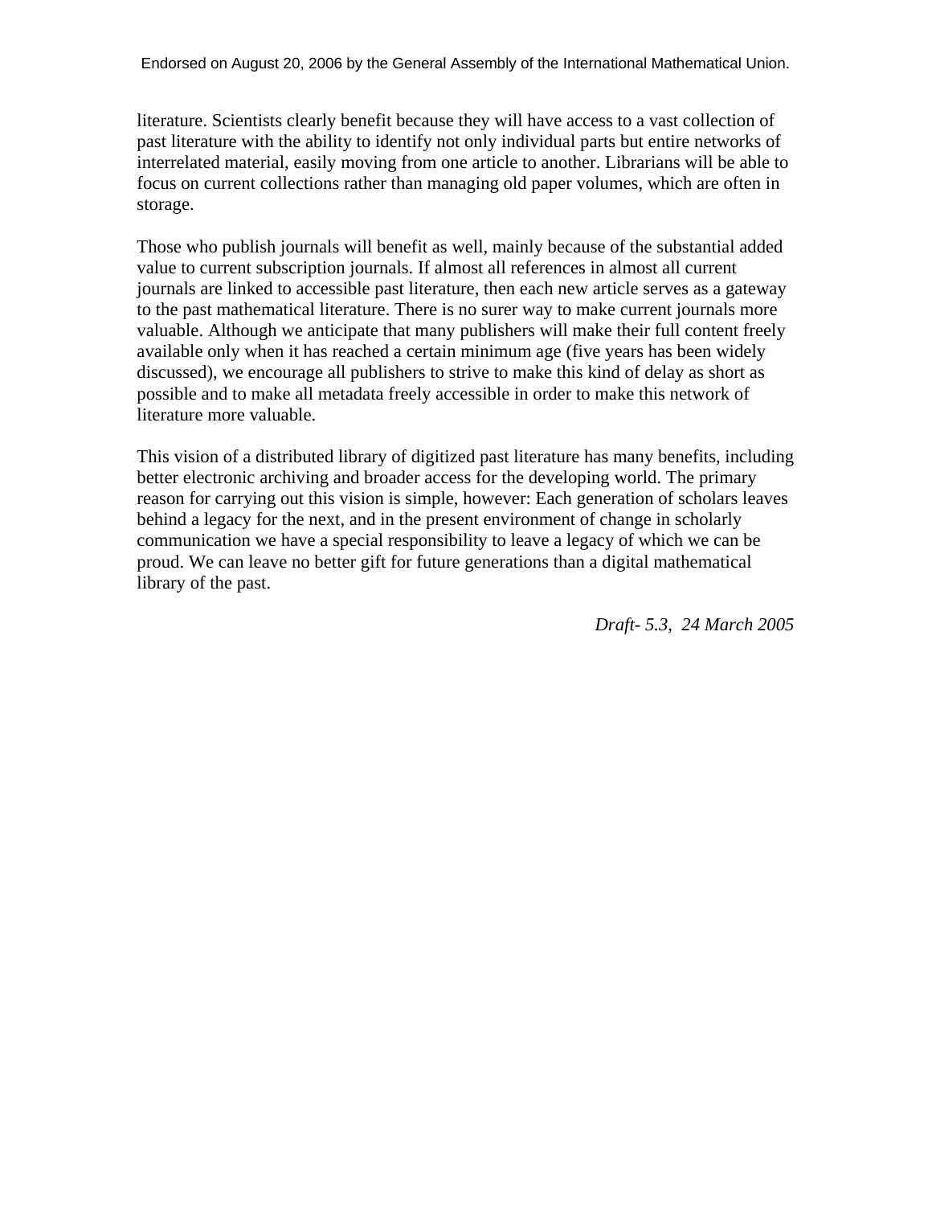literature. Scientists clearly benefit because they will have access to a vast collection of past literature with the ability to identify not only individual parts but entire networks of interrelated material, easily moving from one article to another. Librarians will be able to focus on current collections rather than managing old paper volumes, which are often in storage.

Those who publish journals will benefit as well, mainly because of the substantial added value to current subscription journals. If almost all references in almost all current journals are linked to accessible past literature, then each new article serves as a gateway to the past mathematical literature. There is no surer way to make current journals more valuable. Although we anticipate that many publishers will make their full content freely available only when it has reached a certain minimum age (five years has been widely discussed), we encourage all publishers to strive to make this kind of delay as short as possible and to make all metadata freely accessible in order to make this network of literature more valuable.

This vision of a distributed library of digitized past literature has many benefits, including better electronic archiving and broader access for the developing world. The primary reason for carrying out this vision is simple, however: Each generation of scholars leaves behind a legacy for the next, and in the present environment of change in scholarly communication we have a special responsibility to leave a legacy of which we can be proud. We can leave no better gift for future generations than a digital mathematical library of the past.

*Draft- 5.3, 24 March 2005*